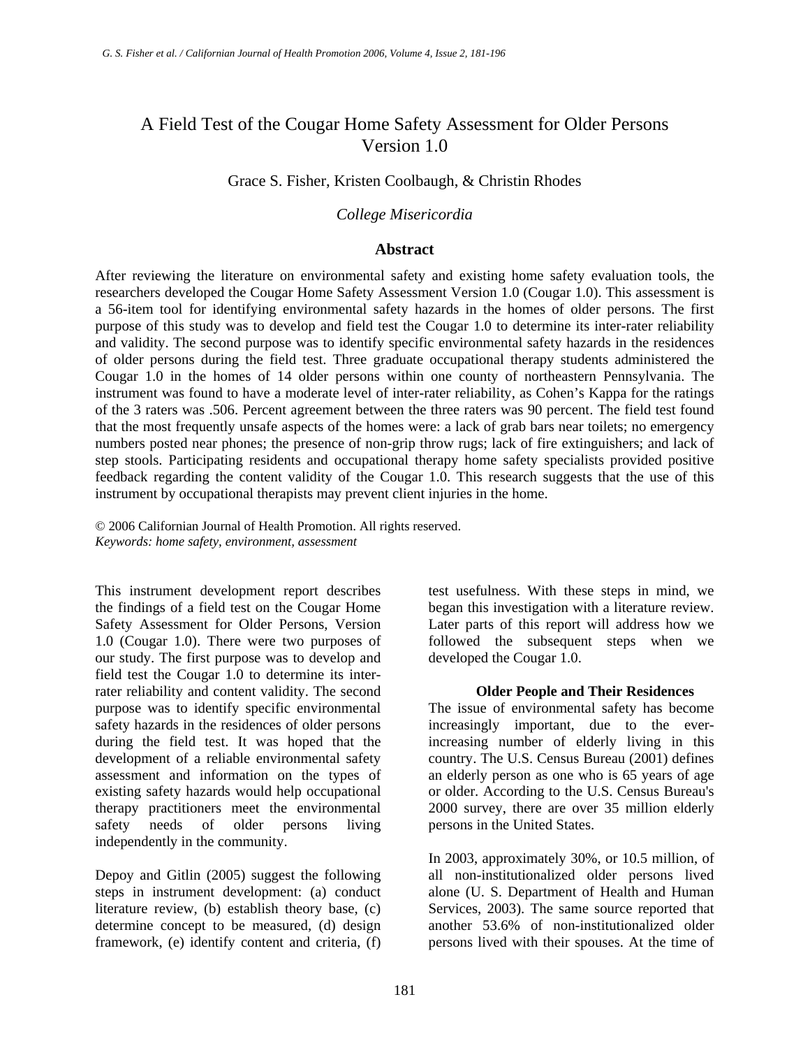# A Field Test of the Cougar Home Safety Assessment for Older Persons Version 1.0

Grace S. Fisher, Kristen Coolbaugh, & Christin Rhodes

*College Misericordia*

## Abstract

After reviewing the literature on environmental safety and existing home safety evaluation tools, the researchers developed the Cougar Home Safety Assessment Version 1.0 (Cougar 1.0). This assessment is a 56-item tool for identifying environmental safety hazards in the homes of older persons. The first purpose of this study was to develop and field test the Cougar 1.0 to determine its inter-rater reliability and validity. The second purpose was to identify specific environmental safety hazards in the residences of older persons during the field test. Three graduate occupational therapy students administered the Cougar 1.0 in the homes of 14 older persons within one county of northeastern Pennsylvania. The instrument was found to have a moderate level of inter-rater reliability, as Cohen's Kappa for the ratings of the 3 raters was .506. Percent agreement between the three raters was 90 percent. The field test found that the most frequently unsafe aspects of the homes were: a lack of grab bars near toilets; no emergency numbers posted near phones; the presence of non-grip throw rugs; lack of fire extinguishers; and lack of step stools. Participating residents and occupational therapy home safety specialists provided positive feedback regarding the content validity of the Cougar 1.0. This research suggests that the use of this instrument by occupational therapists may prevent client injuries in the home.

© 2006 Californian Journal of Health Promotion. All rights reserved.
*Keywords: home safety, environment, assessment*

This instrument development report describes the findings of a field test on the Cougar Home Safety Assessment for Older Persons, Version 1.0 (Cougar 1.0). There were two purposes of our study. The first purpose was to develop and field test the Cougar 1.0 to determine its inter-rater reliability and content validity. The second purpose was to identify specific environmental safety hazards in the residences of older persons during the field test. It was hoped that the development of a reliable environmental safety assessment and information on the types of existing safety hazards would help occupational therapy practitioners meet the environmental safety needs of older persons living independently in the community.

Depoy and Gitlin (2005) suggest the following steps in instrument development: (a) conduct literature review, (b) establish theory base, (c) determine concept to be measured, (d) design framework, (e) identify content and criteria, (f) test usefulness. With these steps in mind, we began this investigation with a literature review. Later parts of this report will address how we followed the subsequent steps when we developed the Cougar 1.0.

### Older People and Their Residences

The issue of environmental safety has become increasingly important, due to the ever-increasing number of elderly living in this country. The U.S. Census Bureau (2001) defines an elderly person as one who is 65 years of age or older. According to the U.S. Census Bureau's 2000 survey, there are over 35 million elderly persons in the United States.

In 2003, approximately 30%, or 10.5 million, of all non-institutionalized older persons lived alone (U. S. Department of Health and Human Services, 2003). The same source reported that another 53.6% of non-institutionalized older persons lived with their spouses. At the time of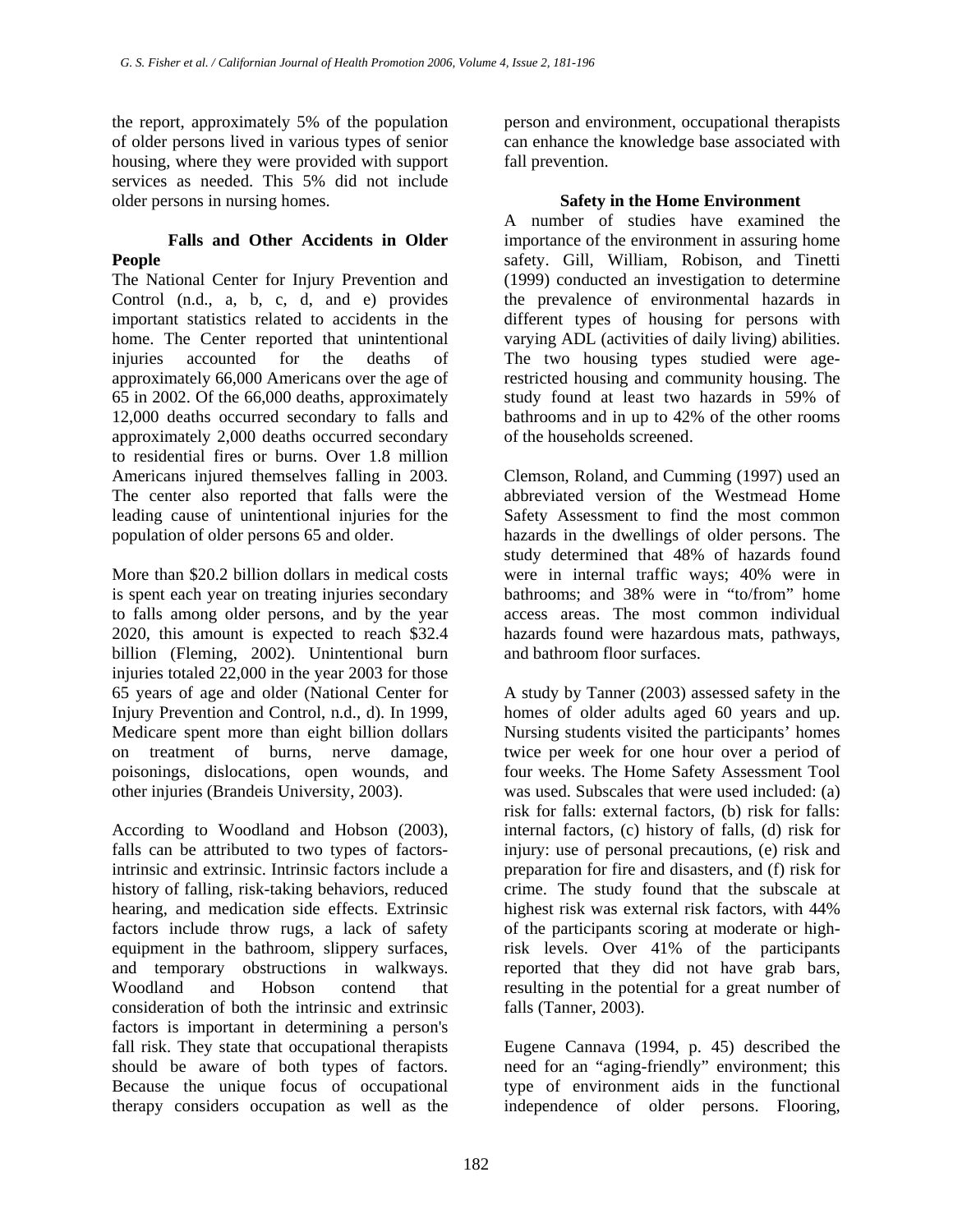the report, approximately 5% of the population of older persons lived in various types of senior housing, where they were provided with support services as needed. This 5% did not include older persons in nursing homes.

## Falls and Other Accidents in Older People

The National Center for Injury Prevention and Control (n.d., a, b, c, d, and e) provides important statistics related to accidents in the home. The Center reported that unintentional injuries accounted for the deaths of approximately 66,000 Americans over the age of 65 in 2002. Of the 66,000 deaths, approximately 12,000 deaths occurred secondary to falls and approximately 2,000 deaths occurred secondary to residential fires or burns. Over 1.8 million Americans injured themselves falling in 2003. The center also reported that falls were the leading cause of unintentional injuries for the population of older persons 65 and older.

More than $20.2 billion dollars in medical costs is spent each year on treating injuries secondary to falls among older persons, and by the year 2020, this amount is expected to reach $32.4 billion (Fleming, 2002). Unintentional burn injuries totaled 22,000 in the year 2003 for those 65 years of age and older (National Center for Injury Prevention and Control, n.d., d). In 1999, Medicare spent more than eight billion dollars on treatment of burns, nerve damage, poisonings, dislocations, open wounds, and other injuries (Brandeis University, 2003).

According to Woodland and Hobson (2003), falls can be attributed to two types of factors-intrinsic and extrinsic. Intrinsic factors include a history of falling, risk-taking behaviors, reduced hearing, and medication side effects. Extrinsic factors include throw rugs, a lack of safety equipment in the bathroom, slippery surfaces, and temporary obstructions in walkways. Woodland and Hobson contend that consideration of both the intrinsic and extrinsic factors is important in determining a person's fall risk. They state that occupational therapists should be aware of both types of factors. Because the unique focus of occupational therapy considers occupation as well as the person and environment, occupational therapists can enhance the knowledge base associated with fall prevention.

## Safety in the Home Environment

A number of studies have examined the importance of the environment in assuring home safety. Gill, William, Robison, and Tinetti (1999) conducted an investigation to determine the prevalence of environmental hazards in different types of housing for persons with varying ADL (activities of daily living) abilities. The two housing types studied were age-restricted housing and community housing. The study found at least two hazards in 59% of bathrooms and in up to 42% of the other rooms of the households screened.

Clemson, Roland, and Cumming (1997) used an abbreviated version of the Westmead Home Safety Assessment to find the most common hazards in the dwellings of older persons. The study determined that 48% of hazards found were in internal traffic ways; 40% were in bathrooms; and 38% were in "to/from" home access areas. The most common individual hazards found were hazardous mats, pathways, and bathroom floor surfaces.

A study by Tanner (2003) assessed safety in the homes of older adults aged 60 years and up. Nursing students visited the participants' homes twice per week for one hour over a period of four weeks. The Home Safety Assessment Tool was used. Subscales that were used included: (a) risk for falls: external factors, (b) risk for falls: internal factors, (c) history of falls, (d) risk for injury: use of personal precautions, (e) risk and preparation for fire and disasters, and (f) risk for crime. The study found that the subscale at highest risk was external risk factors, with 44% of the participants scoring at moderate or high-risk levels. Over 41% of the participants reported that they did not have grab bars, resulting in the potential for a great number of falls (Tanner, 2003).

Eugene Cannava (1994, p. 45) described the need for an "aging-friendly" environment; this type of environment aids in the functional independence of older persons. Flooring,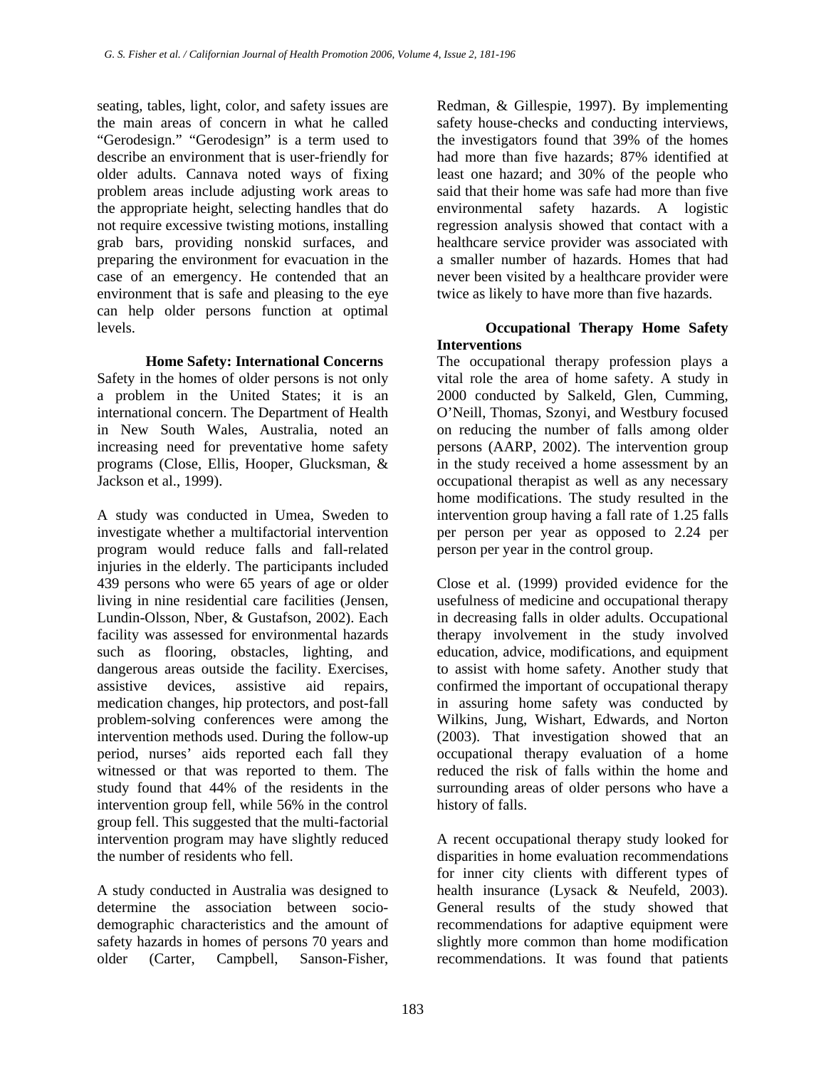seating, tables, light, color, and safety issues are the main areas of concern in what he called "Gerodesign." "Gerodesign" is a term used to describe an environment that is user-friendly for older adults. Cannava noted ways of fixing problem areas include adjusting work areas to the appropriate height, selecting handles that do not require excessive twisting motions, installing grab bars, providing nonskid surfaces, and preparing the environment for evacuation in the case of an emergency. He contended that an environment that is safe and pleasing to the eye can help older persons function at optimal levels.

## Home Safety: International Concerns

Safety in the homes of older persons is not only a problem in the United States; it is an international concern. The Department of Health in New South Wales, Australia, noted an increasing need for preventative home safety programs (Close, Ellis, Hooper, Glucksman, & Jackson et al., 1999).

A study was conducted in Umea, Sweden to investigate whether a multifactorial intervention program would reduce falls and fall-related injuries in the elderly. The participants included 439 persons who were 65 years of age or older living in nine residential care facilities (Jensen, Lundin-Olsson, Nber, & Gustafson, 2002). Each facility was assessed for environmental hazards such as flooring, obstacles, lighting, and dangerous areas outside the facility. Exercises, assistive devices, assistive aid repairs, medication changes, hip protectors, and post-fall problem-solving conferences were among the intervention methods used. During the follow-up period, nurses' aids reported each fall they witnessed or that was reported to them. The study found that 44% of the residents in the intervention group fell, while 56% in the control group fell. This suggested that the multi-factorial intervention program may have slightly reduced the number of residents who fell.

A study conducted in Australia was designed to determine the association between socio-demographic characteristics and the amount of safety hazards in homes of persons 70 years and older (Carter, Campbell, Sanson-Fisher, Redman, & Gillespie, 1997). By implementing safety house-checks and conducting interviews, the investigators found that 39% of the homes had more than five hazards; 87% identified at least one hazard; and 30% of the people who said that their home was safe had more than five environmental safety hazards. A logistic regression analysis showed that contact with a healthcare service provider was associated with a smaller number of hazards. Homes that had never been visited by a healthcare provider were twice as likely to have more than five hazards.

## Occupational Therapy Home Safety Interventions

The occupational therapy profession plays a vital role the area of home safety. A study in 2000 conducted by Salkeld, Glen, Cumming, O'Neill, Thomas, Szonyi, and Westbury focused on reducing the number of falls among older persons (AARP, 2002). The intervention group in the study received a home assessment by an occupational therapist as well as any necessary home modifications. The study resulted in the intervention group having a fall rate of 1.25 falls per person per year as opposed to 2.24 per person per year in the control group.

Close et al. (1999) provided evidence for the usefulness of medicine and occupational therapy in decreasing falls in older adults. Occupational therapy involvement in the study involved education, advice, modifications, and equipment to assist with home safety. Another study that confirmed the important of occupational therapy in assuring home safety was conducted by Wilkins, Jung, Wishart, Edwards, and Norton (2003). That investigation showed that an occupational therapy evaluation of a home reduced the risk of falls within the home and surrounding areas of older persons who have a history of falls.

A recent occupational therapy study looked for disparities in home evaluation recommendations for inner city clients with different types of health insurance (Lysack & Neufeld, 2003). General results of the study showed that recommendations for adaptive equipment were slightly more common than home modification recommendations. It was found that patients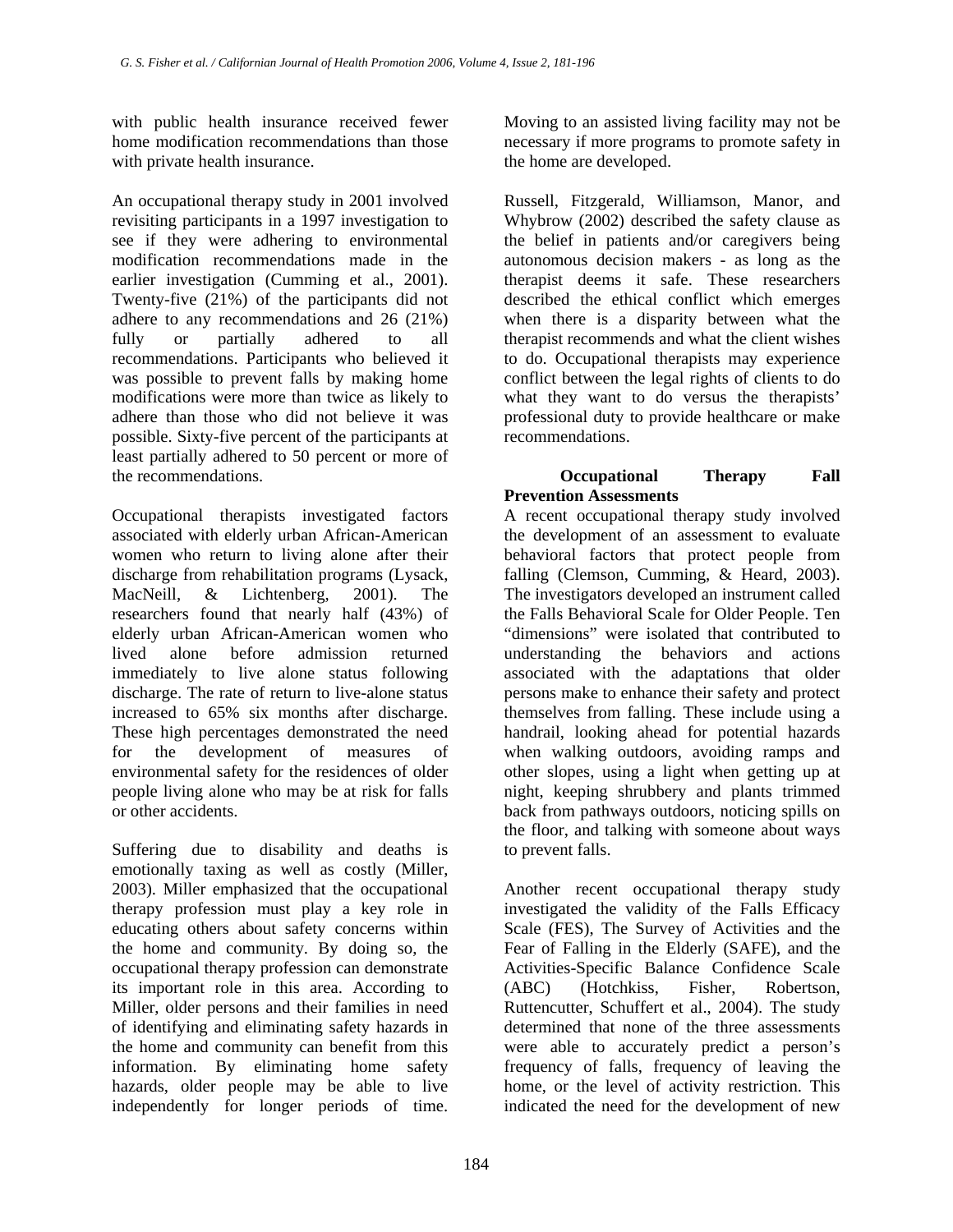with public health insurance received fewer home modification recommendations than those with private health insurance.

An occupational therapy study in 2001 involved revisiting participants in a 1997 investigation to see if they were adhering to environmental modification recommendations made in the earlier investigation (Cumming et al., 2001). Twenty-five (21%) of the participants did not adhere to any recommendations and 26 (21%) fully or partially adhered to all recommendations. Participants who believed it was possible to prevent falls by making home modifications were more than twice as likely to adhere than those who did not believe it was possible. Sixty-five percent of the participants at least partially adhered to 50 percent or more of the recommendations.

Occupational therapists investigated factors associated with elderly urban African-American women who return to living alone after their discharge from rehabilitation programs (Lysack, MacNeill, & Lichtenberg, 2001). The researchers found that nearly half (43%) of elderly urban African-American women who lived alone before admission returned immediately to live alone status following discharge. The rate of return to live-alone status increased to 65% six months after discharge. These high percentages demonstrated the need for the development of measures of environmental safety for the residences of older people living alone who may be at risk for falls or other accidents.

Suffering due to disability and deaths is emotionally taxing as well as costly (Miller, 2003). Miller emphasized that the occupational therapy profession must play a key role in educating others about safety concerns within the home and community. By doing so, the occupational therapy profession can demonstrate its important role in this area. According to Miller, older persons and their families in need of identifying and eliminating safety hazards in the home and community can benefit from this information. By eliminating home safety hazards, older people may be able to live independently for longer periods of time. Moving to an assisted living facility may not be necessary if more programs to promote safety in the home are developed.

Russell, Fitzgerald, Williamson, Manor, and Whybrow (2002) described the safety clause as the belief in patients and/or caregivers being autonomous decision makers - as long as the therapist deems it safe. These researchers described the ethical conflict which emerges when there is a disparity between what the therapist recommends and what the client wishes to do. Occupational therapists may experience conflict between the legal rights of clients to do what they want to do versus the therapists' professional duty to provide healthcare or make recommendations.

## Occupational Therapy Fall Prevention Assessments

A recent occupational therapy study involved the development of an assessment to evaluate behavioral factors that protect people from falling (Clemson, Cumming, & Heard, 2003). The investigators developed an instrument called the Falls Behavioral Scale for Older People. Ten "dimensions" were isolated that contributed to understanding the behaviors and actions associated with the adaptations that older persons make to enhance their safety and protect themselves from falling. These include using a handrail, looking ahead for potential hazards when walking outdoors, avoiding ramps and other slopes, using a light when getting up at night, keeping shrubbery and plants trimmed back from pathways outdoors, noticing spills on the floor, and talking with someone about ways to prevent falls.

Another recent occupational therapy study investigated the validity of the Falls Efficacy Scale (FES), The Survey of Activities and the Fear of Falling in the Elderly (SAFE), and the Activities-Specific Balance Confidence Scale (ABC) (Hotchkiss, Fisher, Robertson, Ruttencutter, Schuffert et al., 2004). The study determined that none of the three assessments were able to accurately predict a person's frequency of falls, frequency of leaving the home, or the level of activity restriction. This indicated the need for the development of new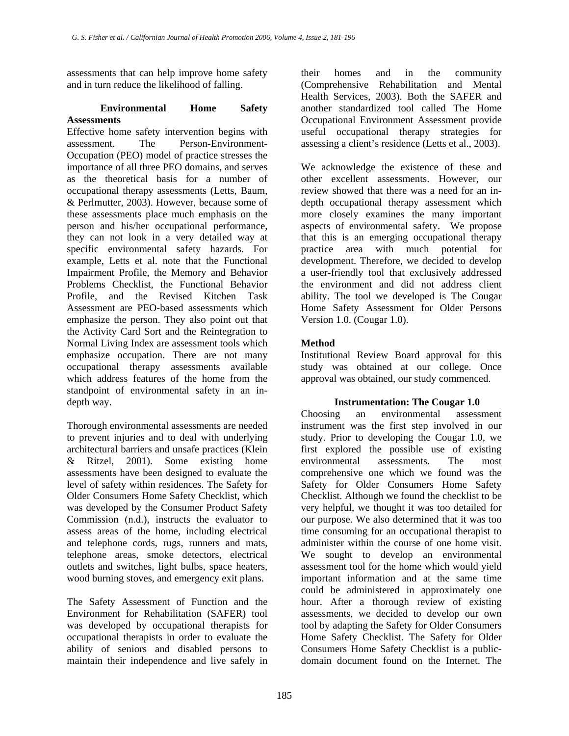assessments that can help improve home safety and in turn reduce the likelihood of falling.

## Environmental Home Safety Assessments

Effective home safety intervention begins with assessment. The Person-Environment-Occupation (PEO) model of practice stresses the importance of all three PEO domains, and serves as the theoretical basis for a number of occupational therapy assessments (Letts, Baum, & Perlmutter, 2003). However, because some of these assessments place much emphasis on the person and his/her occupational performance, they can not look in a very detailed way at specific environmental safety hazards. For example, Letts et al. note that the Functional Impairment Profile, the Memory and Behavior Problems Checklist, the Functional Behavior Profile, and the Revised Kitchen Task Assessment are PEO-based assessments which emphasize the person. They also point out that the Activity Card Sort and the Reintegration to Normal Living Index are assessment tools which emphasize occupation. There are not many occupational therapy assessments available which address features of the home from the standpoint of environmental safety in an in-depth way.

Thorough environmental assessments are needed to prevent injuries and to deal with underlying architectural barriers and unsafe practices (Klein & Ritzel, 2001). Some existing home assessments have been designed to evaluate the level of safety within residences. The Safety for Older Consumers Home Safety Checklist, which was developed by the Consumer Product Safety Commission (n.d.), instructs the evaluator to assess areas of the home, including electrical and telephone cords, rugs, runners and mats, telephone areas, smoke detectors, electrical outlets and switches, light bulbs, space heaters, wood burning stoves, and emergency exit plans.

The Safety Assessment of Function and the Environment for Rehabilitation (SAFER) tool was developed by occupational therapists for occupational therapists in order to evaluate the ability of seniors and disabled persons to maintain their independence and live safely in their homes and in the community (Comprehensive Rehabilitation and Mental Health Services, 2003). Both the SAFER and another standardized tool called The Home Occupational Environment Assessment provide useful occupational therapy strategies for assessing a client's residence (Letts et al., 2003).

We acknowledge the existence of these and other excellent assessments. However, our review showed that there was a need for an in-depth occupational therapy assessment which more closely examines the many important aspects of environmental safety. We propose that this is an emerging occupational therapy practice area with much potential for development. Therefore, we decided to develop a user-friendly tool that exclusively addressed the environment and did not address client ability. The tool we developed is The Cougar Home Safety Assessment for Older Persons Version 1.0. (Cougar 1.0).

## Method

Institutional Review Board approval for this study was obtained at our college. Once approval was obtained, our study commenced.

### Instrumentation: The Cougar 1.0

Choosing an environmental assessment instrument was the first step involved in our study. Prior to developing the Cougar 1.0, we first explored the possible use of existing environmental assessments. The most comprehensive one which we found was the Safety for Older Consumers Home Safety Checklist. Although we found the checklist to be very helpful, we thought it was too detailed for our purpose. We also determined that it was too time consuming for an occupational therapist to administer within the course of one home visit. We sought to develop an environmental assessment tool for the home which would yield important information and at the same time could be administered in approximately one hour. After a thorough review of existing assessments, we decided to develop our own tool by adapting the Safety for Older Consumers Home Safety Checklist. The Safety for Older Consumers Home Safety Checklist is a public-domain document found on the Internet. The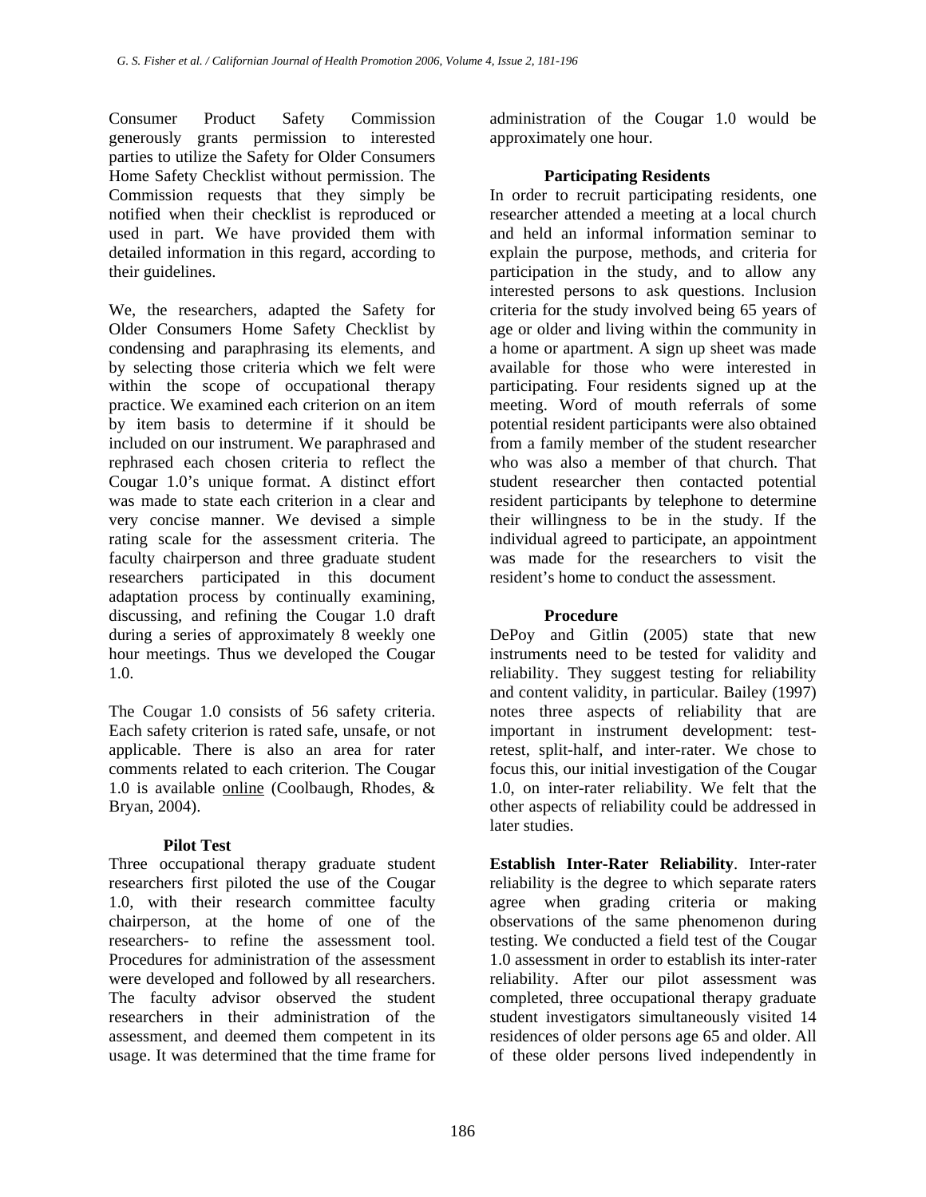Consumer Product Safety Commission generously grants permission to interested parties to utilize the Safety for Older Consumers Home Safety Checklist without permission. The Commission requests that they simply be notified when their checklist is reproduced or used in part. We have provided them with detailed information in this regard, according to their guidelines.

We, the researchers, adapted the Safety for Older Consumers Home Safety Checklist by condensing and paraphrasing its elements, and by selecting those criteria which we felt were within the scope of occupational therapy practice. We examined each criterion on an item by item basis to determine if it should be included on our instrument. We paraphrased and rephrased each chosen criteria to reflect the Cougar 1.0's unique format. A distinct effort was made to state each criterion in a clear and very concise manner. We devised a simple rating scale for the assessment criteria. The faculty chairperson and three graduate student researchers participated in this document adaptation process by continually examining, discussing, and refining the Cougar 1.0 draft during a series of approximately 8 weekly one hour meetings. Thus we developed the Cougar 1.0.

The Cougar 1.0 consists of 56 safety criteria. Each safety criterion is rated safe, unsafe, or not applicable. There is also an area for rater comments related to each criterion. The Cougar 1.0 is available online (Coolbaugh, Rhodes, & Bryan, 2004).

### Pilot Test

Three occupational therapy graduate student researchers first piloted the use of the Cougar 1.0, with their research committee faculty chairperson, at the home of one of the researchers- to refine the assessment tool. Procedures for administration of the assessment were developed and followed by all researchers. The faculty advisor observed the student researchers in their administration of the assessment, and deemed them competent in its usage. It was determined that the time frame for administration of the Cougar 1.0 would be approximately one hour.

### Participating Residents

In order to recruit participating residents, one researcher attended a meeting at a local church and held an informal information seminar to explain the purpose, methods, and criteria for participation in the study, and to allow any interested persons to ask questions. Inclusion criteria for the study involved being 65 years of age or older and living within the community in a home or apartment. A sign up sheet was made available for those who were interested in participating. Four residents signed up at the meeting. Word of mouth referrals of some potential resident participants were also obtained from a family member of the student researcher who was also a member of that church. That student researcher then contacted potential resident participants by telephone to determine their willingness to be in the study. If the individual agreed to participate, an appointment was made for the researchers to visit the resident's home to conduct the assessment.

### Procedure

DePoy and Gitlin (2005) state that new instruments need to be tested for validity and reliability. They suggest testing for reliability and content validity, in particular. Bailey (1997) notes three aspects of reliability that are important in instrument development: test-retest, split-half, and inter-rater. We chose to focus this, our initial investigation of the Cougar 1.0, on inter-rater reliability. We felt that the other aspects of reliability could be addressed in later studies.

**Establish Inter-Rater Reliability**. Inter-rater reliability is the degree to which separate raters agree when grading criteria or making observations of the same phenomenon during testing. We conducted a field test of the Cougar 1.0 assessment in order to establish its inter-rater reliability. After our pilot assessment was completed, three occupational therapy graduate student investigators simultaneously visited 14 residences of older persons age 65 and older. All of these older persons lived independently in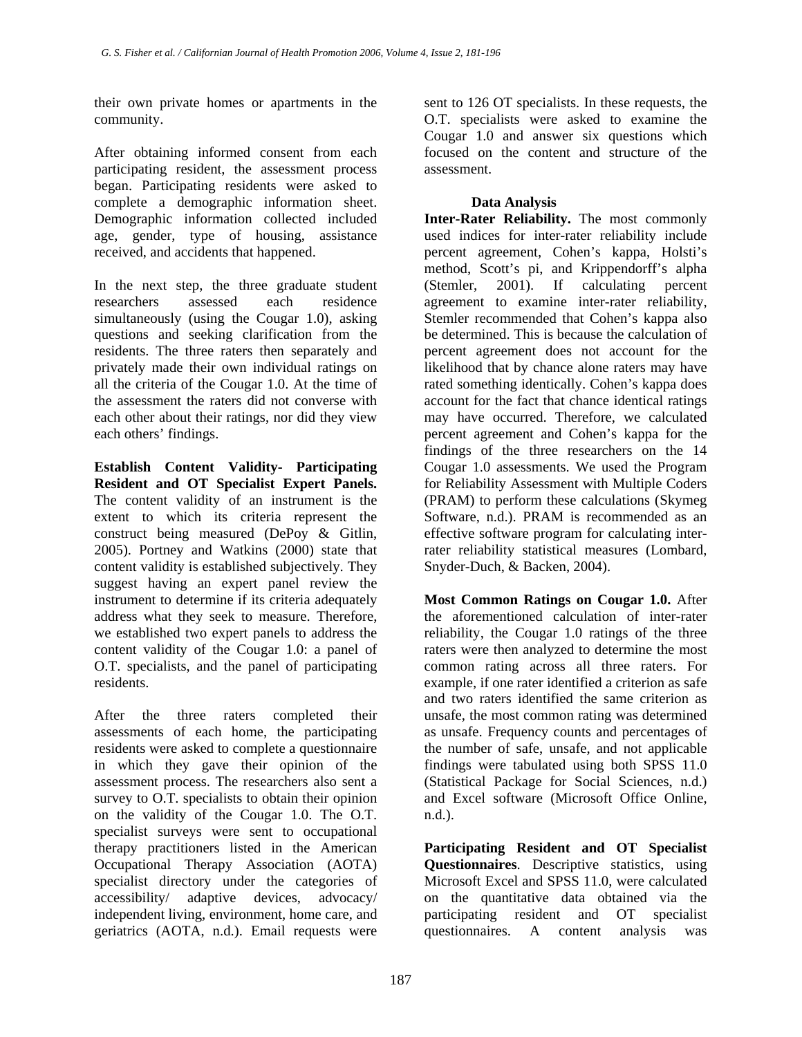their own private homes or apartments in the community.

After obtaining informed consent from each participating resident, the assessment process began. Participating residents were asked to complete a demographic information sheet. Demographic information collected included age, gender, type of housing, assistance received, and accidents that happened.

In the next step, the three graduate student researchers assessed each residence simultaneously (using the Cougar 1.0), asking questions and seeking clarification from the residents. The three raters then separately and privately made their own individual ratings on all the criteria of the Cougar 1.0. At the time of the assessment the raters did not converse with each other about their ratings, nor did they view each others' findings.

**Establish Content Validity- Participating Resident and OT Specialist Expert Panels.** The content validity of an instrument is the extent to which its criteria represent the construct being measured (DePoy & Gitlin, 2005). Portney and Watkins (2000) state that content validity is established subjectively. They suggest having an expert panel review the instrument to determine if its criteria adequately address what they seek to measure. Therefore, we established two expert panels to address the content validity of the Cougar 1.0: a panel of O.T. specialists, and the panel of participating residents.

After the three raters completed their assessments of each home, the participating residents were asked to complete a questionnaire in which they gave their opinion of the assessment process. The researchers also sent a survey to O.T. specialists to obtain their opinion on the validity of the Cougar 1.0. The O.T. specialist surveys were sent to occupational therapy practitioners listed in the American Occupational Therapy Association (AOTA) specialist directory under the categories of accessibility/ adaptive devices, advocacy/ independent living, environment, home care, and geriatrics (AOTA, n.d.). Email requests were sent to 126 OT specialists. In these requests, the O.T. specialists were asked to examine the Cougar 1.0 and answer six questions which focused on the content and structure of the assessment.

### Data Analysis

**Inter-Rater Reliability.** The most commonly used indices for inter-rater reliability include percent agreement, Cohen's kappa, Holsti's method, Scott's pi, and Krippendorff's alpha (Stemler, 2001). If calculating percent agreement to examine inter-rater reliability, Stemler recommended that Cohen's kappa also be determined. This is because the calculation of percent agreement does not account for the likelihood that by chance alone raters may have rated something identically. Cohen's kappa does account for the fact that chance identical ratings may have occurred. Therefore, we calculated percent agreement and Cohen's kappa for the findings of the three researchers on the 14 Cougar 1.0 assessments. We used the Program for Reliability Assessment with Multiple Coders (PRAM) to perform these calculations (Skymeg Software, n.d.). PRAM is recommended as an effective software program for calculating inter-rater reliability statistical measures (Lombard, Snyder-Duch, & Backen, 2004).

**Most Common Ratings on Cougar 1.0.** After the aforementioned calculation of inter-rater reliability, the Cougar 1.0 ratings of the three raters were then analyzed to determine the most common rating across all three raters. For example, if one rater identified a criterion as safe and two raters identified the same criterion as unsafe, the most common rating was determined as unsafe. Frequency counts and percentages of the number of safe, unsafe, and not applicable findings were tabulated using both SPSS 11.0 (Statistical Package for Social Sciences, n.d.) and Excel software (Microsoft Office Online, n.d.).

**Participating Resident and OT Specialist Questionnaires**. Descriptive statistics, using Microsoft Excel and SPSS 11.0, were calculated on the quantitative data obtained via the participating resident and OT specialist questionnaires. A content analysis was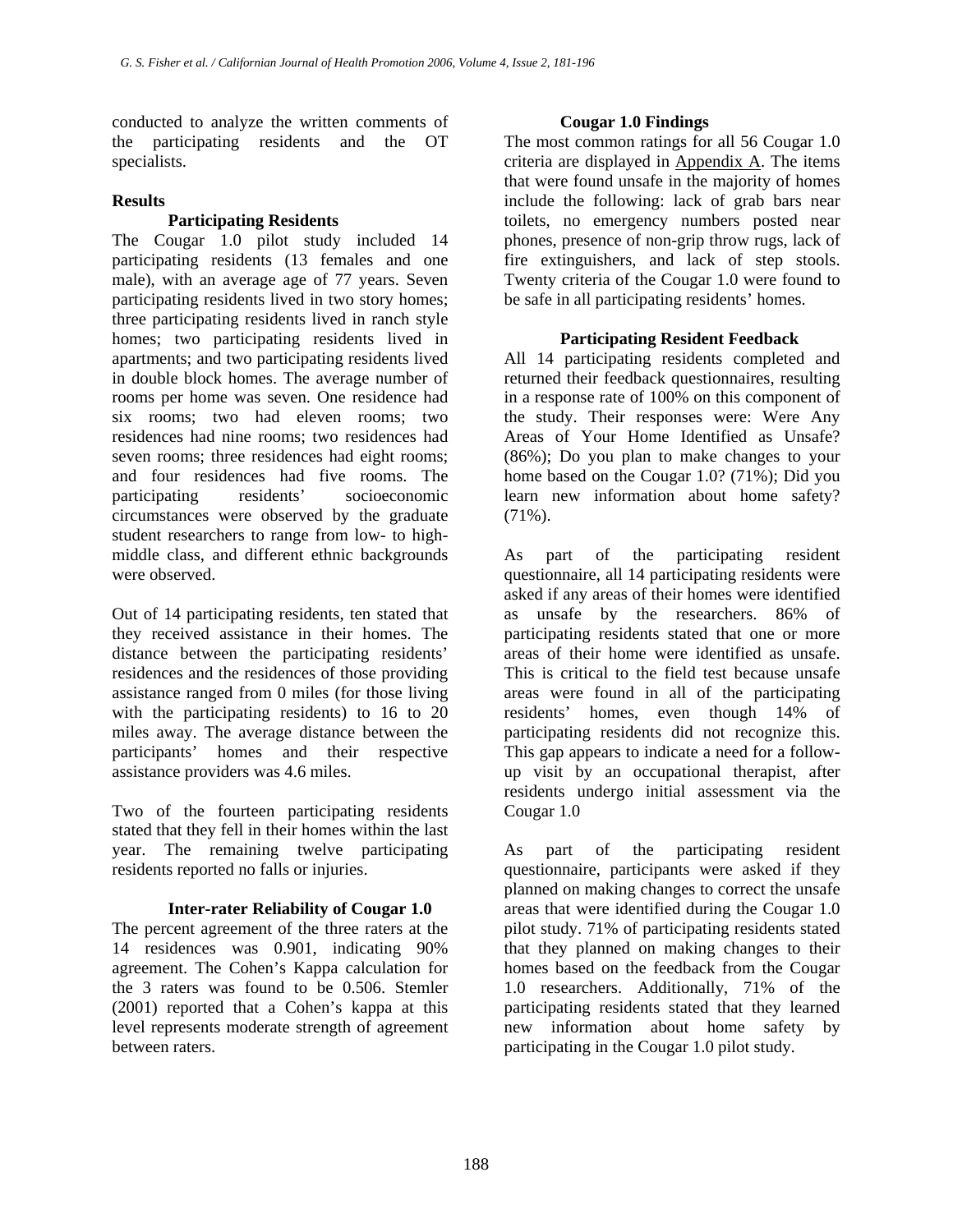conducted to analyze the written comments of the participating residents and the OT specialists.

## Results

### Participating Residents

The Cougar 1.0 pilot study included 14 participating residents (13 females and one male), with an average age of 77 years. Seven participating residents lived in two story homes; three participating residents lived in ranch style homes; two participating residents lived in apartments; and two participating residents lived in double block homes. The average number of rooms per home was seven. One residence had six rooms; two had eleven rooms; two residences had nine rooms; two residences had seven rooms; three residences had eight rooms; and four residences had five rooms. The participating residents' socioeconomic circumstances were observed by the graduate student researchers to range from low- to high-middle class, and different ethnic backgrounds were observed.

Out of 14 participating residents, ten stated that they received assistance in their homes. The distance between the participating residents' residences and the residences of those providing assistance ranged from 0 miles (for those living with the participating residents) to 16 to 20 miles away. The average distance between the participants' homes and their respective assistance providers was 4.6 miles.

Two of the fourteen participating residents stated that they fell in their homes within the last year. The remaining twelve participating residents reported no falls or injuries.

### Inter-rater Reliability of Cougar 1.0

The percent agreement of the three raters at the 14 residences was 0.901, indicating 90% agreement. The Cohen's Kappa calculation for the 3 raters was found to be 0.506. Stemler (2001) reported that a Cohen's kappa at this level represents moderate strength of agreement between raters.

### Cougar 1.0 Findings

The most common ratings for all 56 Cougar 1.0 criteria are displayed in Appendix A. The items that were found unsafe in the majority of homes include the following: lack of grab bars near toilets, no emergency numbers posted near phones, presence of non-grip throw rugs, lack of fire extinguishers, and lack of step stools. Twenty criteria of the Cougar 1.0 were found to be safe in all participating residents' homes.

### Participating Resident Feedback

All 14 participating residents completed and returned their feedback questionnaires, resulting in a response rate of 100% on this component of the study. Their responses were: Were Any Areas of Your Home Identified as Unsafe? (86%); Do you plan to make changes to your home based on the Cougar 1.0? (71%); Did you learn new information about home safety? (71%).

As part of the participating resident questionnaire, all 14 participating residents were asked if any areas of their homes were identified as unsafe by the researchers. 86% of participating residents stated that one or more areas of their home were identified as unsafe. This is critical to the field test because unsafe areas were found in all of the participating residents' homes, even though 14% of participating residents did not recognize this. This gap appears to indicate a need for a follow-up visit by an occupational therapist, after residents undergo initial assessment via the Cougar 1.0

As part of the participating resident questionnaire, participants were asked if they planned on making changes to correct the unsafe areas that were identified during the Cougar 1.0 pilot study. 71% of participating residents stated that they planned on making changes to their homes based on the feedback from the Cougar 1.0 researchers. Additionally, 71% of the participating residents stated that they learned new information about home safety by participating in the Cougar 1.0 pilot study.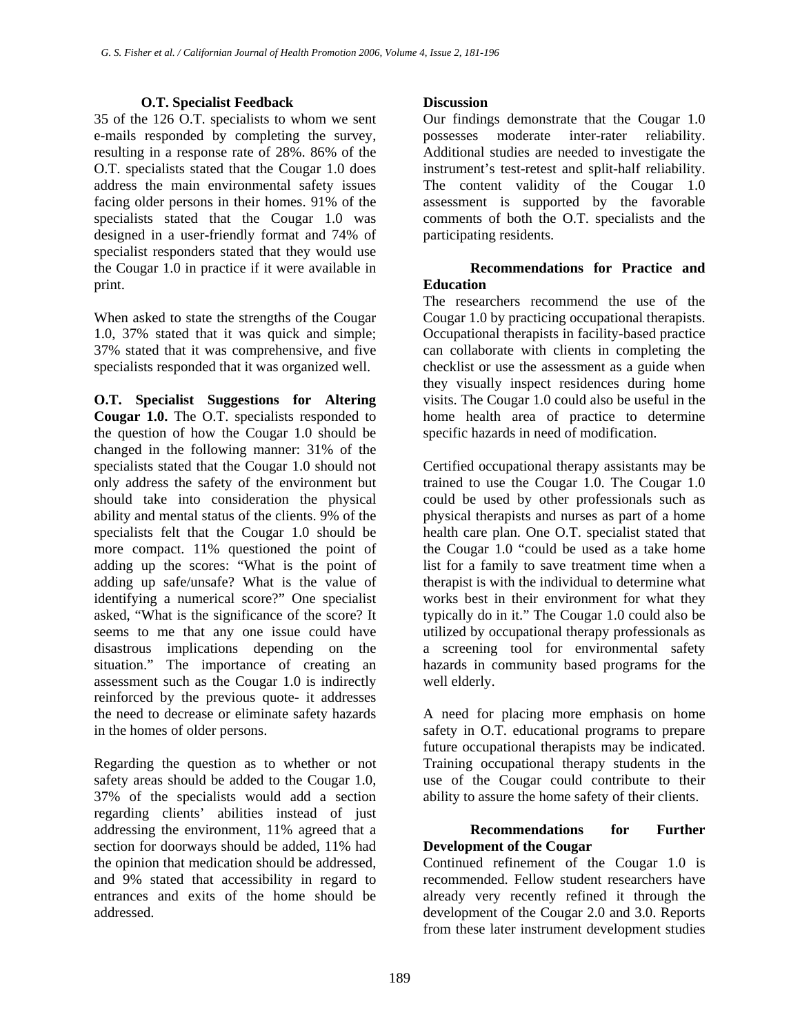### O.T. Specialist Feedback

35 of the 126 O.T. specialists to whom we sent e-mails responded by completing the survey, resulting in a response rate of 28%. 86% of the O.T. specialists stated that the Cougar 1.0 does address the main environmental safety issues facing older persons in their homes. 91% of the specialists stated that the Cougar 1.0 was designed in a user-friendly format and 74% of specialist responders stated that they would use the Cougar 1.0 in practice if it were available in print.

When asked to state the strengths of the Cougar 1.0, 37% stated that it was quick and simple; 37% stated that it was comprehensive, and five specialists responded that it was organized well.

**O.T. Specialist Suggestions for Altering Cougar 1.0.** The O.T. specialists responded to the question of how the Cougar 1.0 should be changed in the following manner: 31% of the specialists stated that the Cougar 1.0 should not only address the safety of the environment but should take into consideration the physical ability and mental status of the clients. 9% of the specialists felt that the Cougar 1.0 should be more compact. 11% questioned the point of adding up the scores: "What is the point of adding up safe/unsafe? What is the value of identifying a numerical score?" One specialist asked, "What is the significance of the score? It seems to me that any one issue could have disastrous implications depending on the situation." The importance of creating an assessment such as the Cougar 1.0 is indirectly reinforced by the previous quote- it addresses the need to decrease or eliminate safety hazards in the homes of older persons.

Regarding the question as to whether or not safety areas should be added to the Cougar 1.0, 37% of the specialists would add a section regarding clients' abilities instead of just addressing the environment, 11% agreed that a section for doorways should be added, 11% had the opinion that medication should be addressed, and 9% stated that accessibility in regard to entrances and exits of the home should be addressed.

## Discussion

Our findings demonstrate that the Cougar 1.0 possesses moderate inter-rater reliability. Additional studies are needed to investigate the instrument's test-retest and split-half reliability. The content validity of the Cougar 1.0 assessment is supported by the favorable comments of both the O.T. specialists and the participating residents.

### Recommendations for Practice and Education

The researchers recommend the use of the Cougar 1.0 by practicing occupational therapists. Occupational therapists in facility-based practice can collaborate with clients in completing the checklist or use the assessment as a guide when they visually inspect residences during home visits. The Cougar 1.0 could also be useful in the home health area of practice to determine specific hazards in need of modification.

Certified occupational therapy assistants may be trained to use the Cougar 1.0. The Cougar 1.0 could be used by other professionals such as physical therapists and nurses as part of a home health care plan. One O.T. specialist stated that the Cougar 1.0 "could be used as a take home list for a family to save treatment time when a therapist is with the individual to determine what works best in their environment for what they typically do in it." The Cougar 1.0 could also be utilized by occupational therapy professionals as a screening tool for environmental safety hazards in community based programs for the well elderly.

A need for placing more emphasis on home safety in O.T. educational programs to prepare future occupational therapists may be indicated. Training occupational therapy students in the use of the Cougar could contribute to their ability to assure the home safety of their clients.

### Recommendations for Further Development of the Cougar

Continued refinement of the Cougar 1.0 is recommended. Fellow student researchers have already very recently refined it through the development of the Cougar 2.0 and 3.0. Reports from these later instrument development studies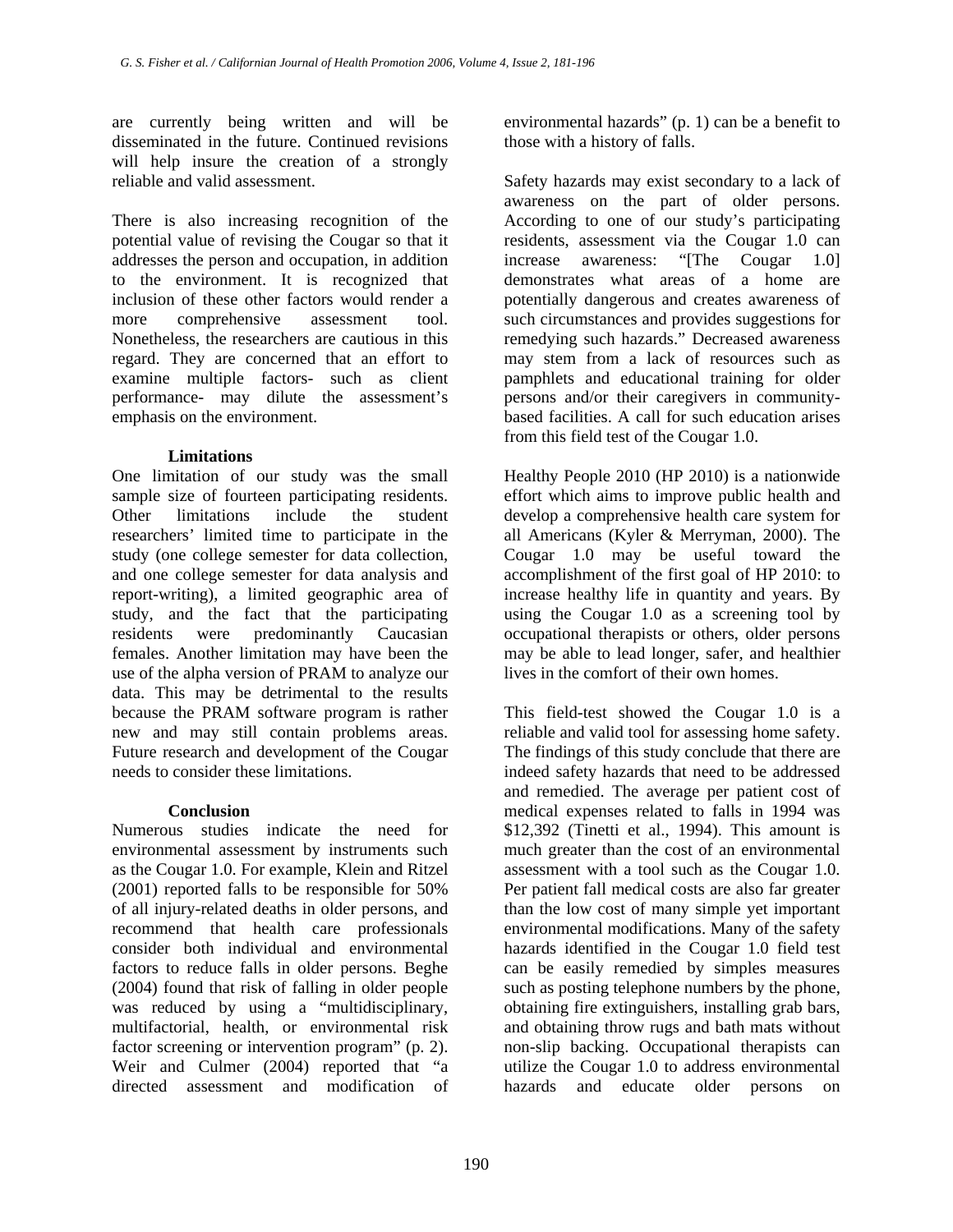are currently being written and will be disseminated in the future. Continued revisions will help insure the creation of a strongly reliable and valid assessment.

There is also increasing recognition of the potential value of revising the Cougar so that it addresses the person and occupation, in addition to the environment. It is recognized that inclusion of these other factors would render a more comprehensive assessment tool. Nonetheless, the researchers are cautious in this regard. They are concerned that an effort to examine multiple factors- such as client performance- may dilute the assessment's emphasis on the environment.

## Limitations

One limitation of our study was the small sample size of fourteen participating residents. Other limitations include the student researchers' limited time to participate in the study (one college semester for data collection, and one college semester for data analysis and report-writing), a limited geographic area of study, and the fact that the participating residents were predominantly Caucasian females. Another limitation may have been the use of the alpha version of PRAM to analyze our data. This may be detrimental to the results because the PRAM software program is rather new and may still contain problems areas. Future research and development of the Cougar needs to consider these limitations.

## Conclusion

Numerous studies indicate the need for environmental assessment by instruments such as the Cougar 1.0. For example, Klein and Ritzel (2001) reported falls to be responsible for 50% of all injury-related deaths in older persons, and recommend that health care professionals consider both individual and environmental factors to reduce falls in older persons. Beghe (2004) found that risk of falling in older people was reduced by using a "multidisciplinary, multifactorial, health, or environmental risk factor screening or intervention program" (p. 2). Weir and Culmer (2004) reported that "a directed assessment and modification of environmental hazards" (p. 1) can be a benefit to those with a history of falls.

Safety hazards may exist secondary to a lack of awareness on the part of older persons. According to one of our study's participating residents, assessment via the Cougar 1.0 can increase awareness: "[The Cougar 1.0] demonstrates what areas of a home are potentially dangerous and creates awareness of such circumstances and provides suggestions for remedying such hazards." Decreased awareness may stem from a lack of resources such as pamphlets and educational training for older persons and/or their caregivers in community-based facilities. A call for such education arises from this field test of the Cougar 1.0.

Healthy People 2010 (HP 2010) is a nationwide effort which aims to improve public health and develop a comprehensive health care system for all Americans (Kyler & Merryman, 2000). The Cougar 1.0 may be useful toward the accomplishment of the first goal of HP 2010: to increase healthy life in quantity and years. By using the Cougar 1.0 as a screening tool by occupational therapists or others, older persons may be able to lead longer, safer, and healthier lives in the comfort of their own homes.

This field-test showed the Cougar 1.0 is a reliable and valid tool for assessing home safety. The findings of this study conclude that there are indeed safety hazards that need to be addressed and remedied. The average per patient cost of medical expenses related to falls in 1994 was $12,392 (Tinetti et al., 1994). This amount is much greater than the cost of an environmental assessment with a tool such as the Cougar 1.0. Per patient fall medical costs are also far greater than the low cost of many simple yet important environmental modifications. Many of the safety hazards identified in the Cougar 1.0 field test can be easily remedied by simples measures such as posting telephone numbers by the phone, obtaining fire extinguishers, installing grab bars, and obtaining throw rugs and bath mats without non-slip backing. Occupational therapists can utilize the Cougar 1.0 to address environmental hazards and educate older persons on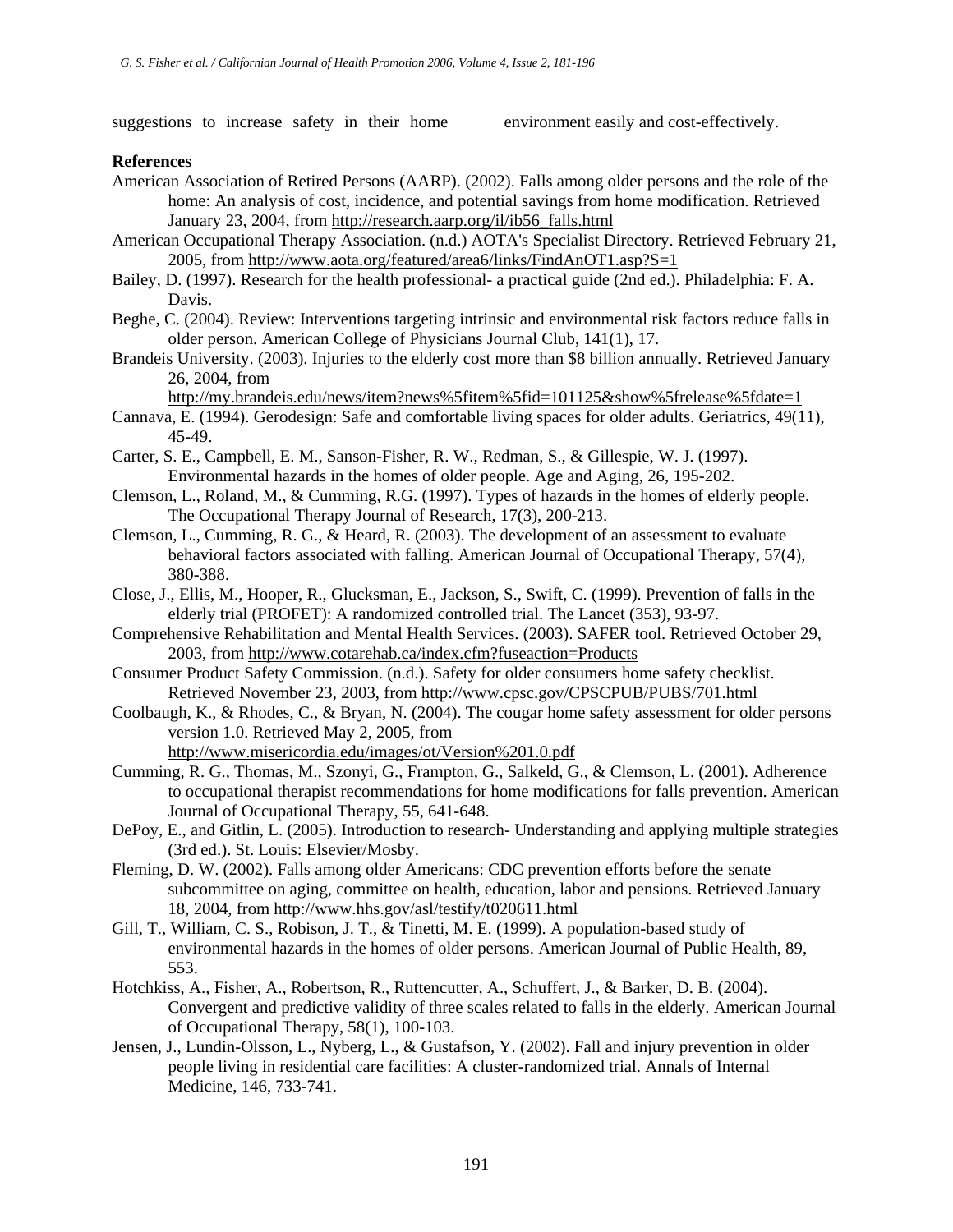suggestions to increase safety in their home environment easily and cost-effectively.

**References**

American Association of Retired Persons (AARP). (2002). Falls among older persons and the role of the home: An analysis of cost, incidence, and potential savings from home modification. Retrieved January 23, 2004, from http://research.aarp.org/il/ib56_falls.html

American Occupational Therapy Association. (n.d.) AOTA's Specialist Directory. Retrieved February 21, 2005, from http://www.aota.org/featured/area6/links/FindAnOT1.asp?S=1

Bailey, D. (1997). Research for the health professional- a practical guide (2nd ed.). Philadelphia: F. A. Davis.

Beghe, C. (2004). Review: Interventions targeting intrinsic and environmental risk factors reduce falls in older person. American College of Physicians Journal Club, 141(1), 17.

Brandeis University. (2003). Injuries to the elderly cost more than $8 billion annually. Retrieved January 26, 2004, from http://my.brandeis.edu/news/item?news%5fitem%5fid=101125&show%5frelease%5fdate=1

Cannava, E. (1994). Gerodesign: Safe and comfortable living spaces for older adults. Geriatrics, 49(11), 45-49.

Carter, S. E., Campbell, E. M., Sanson-Fisher, R. W., Redman, S., & Gillespie, W. J. (1997). Environmental hazards in the homes of older people. Age and Aging, 26, 195-202.

Clemson, L., Roland, M., & Cumming, R.G. (1997). Types of hazards in the homes of elderly people. The Occupational Therapy Journal of Research, 17(3), 200-213.

Clemson, L., Cumming, R. G., & Heard, R. (2003). The development of an assessment to evaluate behavioral factors associated with falling. American Journal of Occupational Therapy, 57(4), 380-388.

Close, J., Ellis, M., Hooper, R., Glucksman, E., Jackson, S., Swift, C. (1999). Prevention of falls in the elderly trial (PROFET): A randomized controlled trial. The Lancet (353), 93-97.

Comprehensive Rehabilitation and Mental Health Services. (2003). SAFER tool. Retrieved October 29, 2003, from http://www.cotarehab.ca/index.cfm?fuseaction=Products

Consumer Product Safety Commission. (n.d.). Safety for older consumers home safety checklist. Retrieved November 23, 2003, from http://www.cpsc.gov/CPSCPUB/PUBS/701.html

Coolbaugh, K., & Rhodes, C., & Bryan, N. (2004). The cougar home safety assessment for older persons version 1.0. Retrieved May 2, 2005, from http://www.misericordia.edu/images/ot/Version%201.0.pdf

Cumming, R. G., Thomas, M., Szonyi, G., Frampton, G., Salkeld, G., & Clemson, L. (2001). Adherence to occupational therapist recommendations for home modifications for falls prevention. American Journal of Occupational Therapy, 55, 641-648.

DePoy, E., and Gitlin, L. (2005). Introduction to research- Understanding and applying multiple strategies (3rd ed.). St. Louis: Elsevier/Mosby.

Fleming, D. W. (2002). Falls among older Americans: CDC prevention efforts before the senate subcommittee on aging, committee on health, education, labor and pensions. Retrieved January 18, 2004, from http://www.hhs.gov/asl/testify/t020611.html

Gill, T., William, C. S., Robison, J. T., & Tinetti, M. E. (1999). A population-based study of environmental hazards in the homes of older persons. American Journal of Public Health, 89, 553.

Hotchkiss, A., Fisher, A., Robertson, R., Ruttencutter, A., Schuffert, J., & Barker, D. B. (2004). Convergent and predictive validity of three scales related to falls in the elderly. American Journal of Occupational Therapy, 58(1), 100-103.

Jensen, J., Lundin-Olsson, L., Nyberg, L., & Gustafson, Y. (2002). Fall and injury prevention in older people living in residential care facilities: A cluster-randomized trial. Annals of Internal Medicine, 146, 733-741.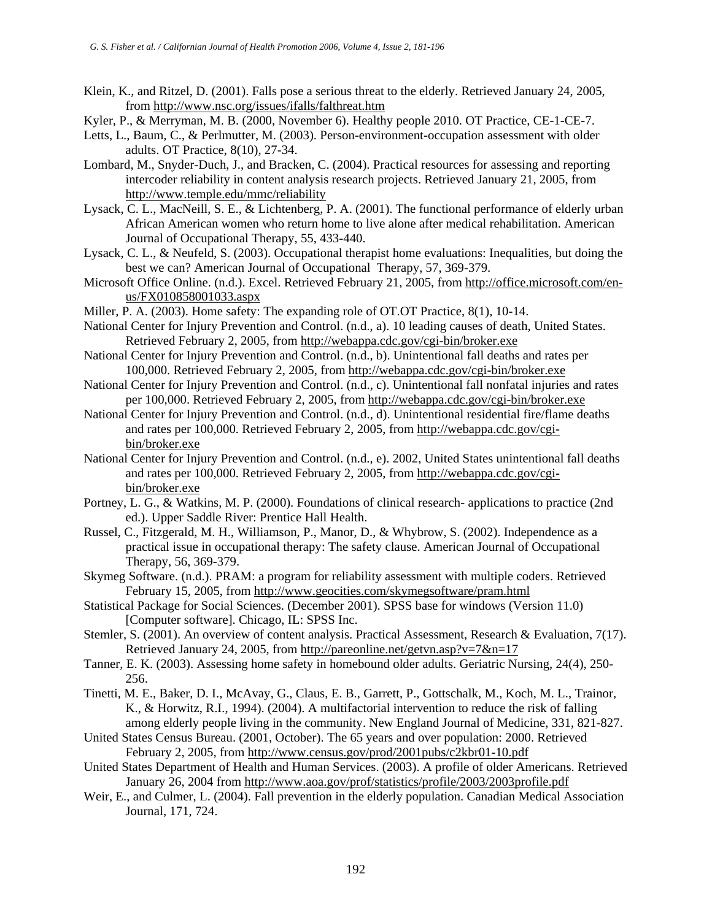Klein, K., and Ritzel, D. (2001). Falls pose a serious threat to the elderly. Retrieved January 24, 2005, from http://www.nsc.org/issues/ifalls/falthreat.htm

Kyler, P., & Merryman, M. B. (2000, November 6). Healthy people 2010. OT Practice, CE-1-CE-7.

Letts, L., Baum, C., & Perlmutter, M. (2003). Person-environment-occupation assessment with older adults. OT Practice, 8(10), 27-34.

Lombard, M., Snyder-Duch, J., and Bracken, C. (2004). Practical resources for assessing and reporting intercoder reliability in content analysis research projects. Retrieved January 21, 2005, from http://www.temple.edu/mmc/reliability

Lysack, C. L., MacNeill, S. E., & Lichtenberg, P. A. (2001). The functional performance of elderly urban African American women who return home to live alone after medical rehabilitation. American Journal of Occupational Therapy, 55, 433-440.

Lysack, C. L., & Neufeld, S. (2003). Occupational therapist home evaluations: Inequalities, but doing the best we can? American Journal of Occupational Therapy, 57, 369-379.

Microsoft Office Online. (n.d.). Excel. Retrieved February 21, 2005, from http://office.microsoft.com/en-us/FX010858001033.aspx

Miller, P. A. (2003). Home safety: The expanding role of OT.OT Practice, 8(1), 10-14.

National Center for Injury Prevention and Control. (n.d., a). 10 leading causes of death, United States. Retrieved February 2, 2005, from http://webappa.cdc.gov/cgi-bin/broker.exe

National Center for Injury Prevention and Control. (n.d., b). Unintentional fall deaths and rates per 100,000. Retrieved February 2, 2005, from http://webappa.cdc.gov/cgi-bin/broker.exe

National Center for Injury Prevention and Control. (n.d., c). Unintentional fall nonfatal injuries and rates per 100,000. Retrieved February 2, 2005, from http://webappa.cdc.gov/cgi-bin/broker.exe

National Center for Injury Prevention and Control. (n.d., d). Unintentional residential fire/flame deaths and rates per 100,000. Retrieved February 2, 2005, from http://webappa.cdc.gov/cgi-bin/broker.exe

National Center for Injury Prevention and Control. (n.d., e). 2002, United States unintentional fall deaths and rates per 100,000. Retrieved February 2, 2005, from http://webappa.cdc.gov/cgi-bin/broker.exe

Portney, L. G., & Watkins, M. P. (2000). Foundations of clinical research- applications to practice (2nd ed.). Upper Saddle River: Prentice Hall Health.

Russel, C., Fitzgerald, M. H., Williamson, P., Manor, D., & Whybrow, S. (2002). Independence as a practical issue in occupational therapy: The safety clause. American Journal of Occupational Therapy, 56, 369-379.

Skymeg Software. (n.d.). PRAM: a program for reliability assessment with multiple coders. Retrieved February 15, 2005, from http://www.geocities.com/skymegsoftware/pram.html

Statistical Package for Social Sciences. (December 2001). SPSS base for windows (Version 11.0) [Computer software]. Chicago, IL: SPSS Inc.

Stemler, S. (2001). An overview of content analysis. Practical Assessment, Research & Evaluation, 7(17). Retrieved January 24, 2005, from http://pareonline.net/getvn.asp?v=7&n=17

Tanner, E. K. (2003). Assessing home safety in homebound older adults. Geriatric Nursing, 24(4), 250-256.

Tinetti, M. E., Baker, D. I., McAvay, G., Claus, E. B., Garrett, P., Gottschalk, M., Koch, M. L., Trainor, K., & Horwitz, R.I., 1994). (2004). A multifactorial intervention to reduce the risk of falling among elderly people living in the community. New England Journal of Medicine, 331, 821-827.

United States Census Bureau. (2001, October). The 65 years and over population: 2000. Retrieved February 2, 2005, from http://www.census.gov/prod/2001pubs/c2kbr01-10.pdf

United States Department of Health and Human Services. (2003). A profile of older Americans. Retrieved January 26, 2004 from http://www.aoa.gov/prof/statistics/profile/2003/2003profile.pdf

Weir, E., and Culmer, L. (2004). Fall prevention in the elderly population. Canadian Medical Association Journal, 171, 724.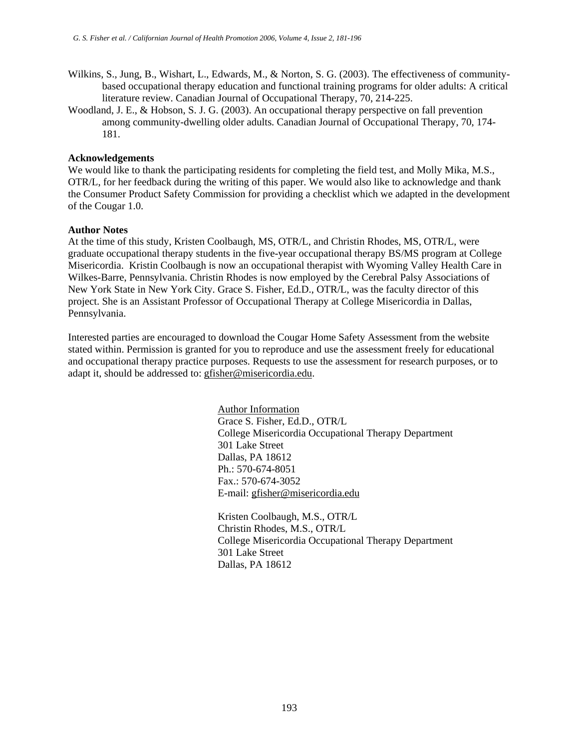Wilkins, S., Jung, B., Wishart, L., Edwards, M., & Norton, S. G. (2003). The effectiveness of community-based occupational therapy education and functional training programs for older adults: A critical literature review. Canadian Journal of Occupational Therapy, 70, 214-225.

Woodland, J. E., & Hobson, S. J. G. (2003). An occupational therapy perspective on fall prevention among community-dwelling older adults. Canadian Journal of Occupational Therapy, 70, 174-181.

**Acknowledgements**

We would like to thank the participating residents for completing the field test, and Molly Mika, M.S., OTR/L, for her feedback during the writing of this paper. We would also like to acknowledge and thank the Consumer Product Safety Commission for providing a checklist which we adapted in the development of the Cougar 1.0.

**Author Notes**

At the time of this study, Kristen Coolbaugh, MS, OTR/L, and Christin Rhodes, MS, OTR/L, were graduate occupational therapy students in the five-year occupational therapy BS/MS program at College Misericordia. Kristin Coolbaugh is now an occupational therapist with Wyoming Valley Health Care in Wilkes-Barre, Pennsylvania. Christin Rhodes is now employed by the Cerebral Palsy Associations of New York State in New York City. Grace S. Fisher, Ed.D., OTR/L, was the faculty director of this project. She is an Assistant Professor of Occupational Therapy at College Misericordia in Dallas, Pennsylvania.

Interested parties are encouraged to download the Cougar Home Safety Assessment from the website stated within. Permission is granted for you to reproduce and use the assessment freely for educational and occupational therapy practice purposes. Requests to use the assessment for research purposes, or to adapt it, should be addressed to: gfisher@misericordia.edu.

Author Information

Grace S. Fisher, Ed.D., OTR/L
College Misericordia Occupational Therapy Department
301 Lake Street
Dallas, PA 18612
Ph.: 570-674-8051
Fax.: 570-674-3052
E-mail: gfisher@misericordia.edu

Kristen Coolbaugh, M.S., OTR/L
Christin Rhodes, M.S., OTR/L
College Misericordia Occupational Therapy Department
301 Lake Street
Dallas, PA 18612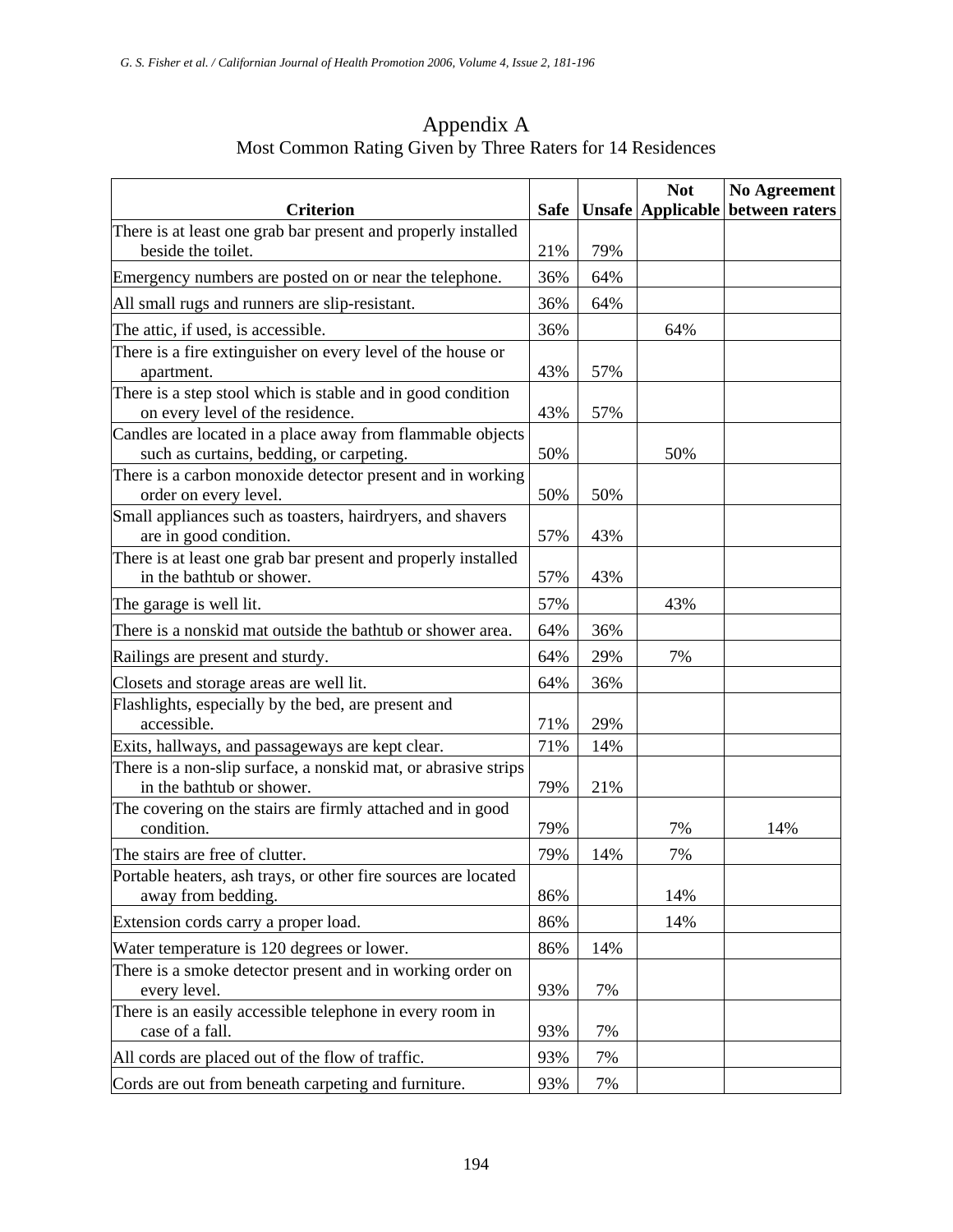# Appendix A

Most Common Rating Given by Three Raters for 14 Residences

| Criterion | Safe | Unsafe | Not Applicable | No Agreement between raters |
|---|---|---|---|---|
| There is at least one grab bar present and properly installed beside the toilet. | 21% | 79% | | |
| Emergency numbers are posted on or near the telephone. | 36% | 64% | | |
| All small rugs and runners are slip-resistant. | 36% | 64% | | |
| The attic, if used, is accessible. | 36% | | 64% | |
| There is a fire extinguisher on every level of the house or apartment. | 43% | 57% | | |
| There is a step stool which is stable and in good condition on every level of the residence. | 43% | 57% | | |
| Candles are located in a place away from flammable objects such as curtains, bedding, or carpeting. | 50% | | 50% | |
| There is a carbon monoxide detector present and in working order on every level. | 50% | 50% | | |
| Small appliances such as toasters, hairdryers, and shavers are in good condition. | 57% | 43% | | |
| There is at least one grab bar present and properly installed in the bathtub or shower. | 57% | 43% | | |
| The garage is well lit. | 57% | | 43% | |
| There is a nonskid mat outside the bathtub or shower area. | 64% | 36% | | |
| Railings are present and sturdy. | 64% | 29% | 7% | |
| Closets and storage areas are well lit. | 64% | 36% | | |
| Flashlights, especially by the bed, are present and accessible. | 71% | 29% | | |
| Exits, hallways, and passageways are kept clear. | 71% | 14% | | |
| There is a non-slip surface, a nonskid mat, or abrasive strips in the bathtub or shower. | 79% | 21% | | |
| The covering on the stairs are firmly attached and in good condition. | 79% | | 7% | 14% |
| The stairs are free of clutter. | 79% | 14% | 7% | |
| Portable heaters, ash trays, or other fire sources are located away from bedding. | 86% | | 14% | |
| Extension cords carry a proper load. | 86% | | 14% | |
| Water temperature is 120 degrees or lower. | 86% | 14% | | |
| There is a smoke detector present and in working order on every level. | 93% | 7% | | |
| There is an easily accessible telephone in every room in case of a fall. | 93% | 7% | | |
| All cords are placed out of the flow of traffic. | 93% | 7% | | |
| Cords are out from beneath carpeting and furniture. | 93% | 7% | | |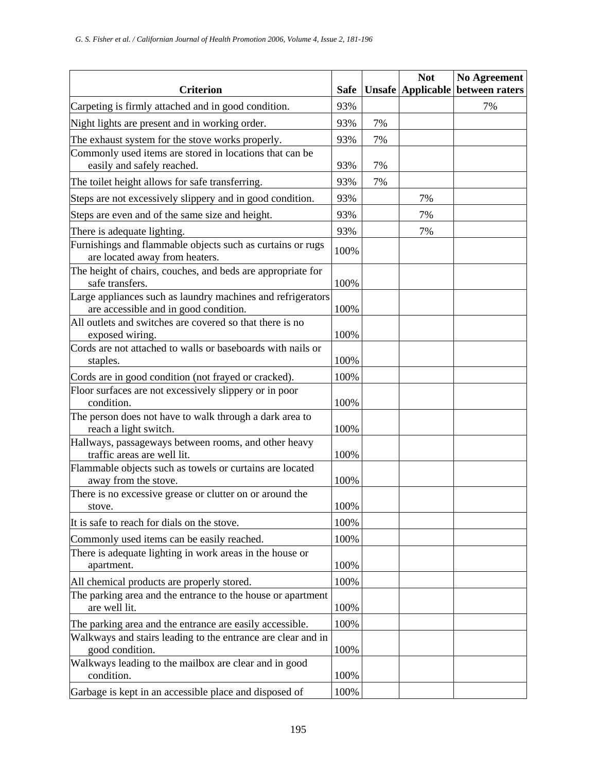| Criterion | Safe | Unsafe | Not Applicable | No Agreement between raters |
|---|---|---|---|---|
| Carpeting is firmly attached and in good condition. | 93% | | | 7% |
| Night lights are present and in working order. | 93% | 7% | | |
| The exhaust system for the stove works properly. | 93% | 7% | | |
| Commonly used items are stored in locations that can be easily and safely reached. | 93% | 7% | | |
| The toilet height allows for safe transferring. | 93% | 7% | | |
| Steps are not excessively slippery and in good condition. | 93% | | 7% | |
| Steps are even and of the same size and height. | 93% | | 7% | |
| There is adequate lighting. | 93% | | 7% | |
| Furnishings and flammable objects such as curtains or rugs are located away from heaters. | 100% | | | |
| The height of chairs, couches, and beds are appropriate for safe transfers. | 100% | | | |
| Large appliances such as laundry machines and refrigerators are accessible and in good condition. | 100% | | | |
| All outlets and switches are covered so that there is no exposed wiring. | 100% | | | |
| Cords are not attached to walls or baseboards with nails or staples. | 100% | | | |
| Cords are in good condition (not frayed or cracked). | 100% | | | |
| Floor surfaces are not excessively slippery or in poor condition. | 100% | | | |
| The person does not have to walk through a dark area to reach a light switch. | 100% | | | |
| Hallways, passageways between rooms, and other heavy traffic areas are well lit. | 100% | | | |
| Flammable objects such as towels or curtains are located away from the stove. | 100% | | | |
| There is no excessive grease or clutter on or around the stove. | 100% | | | |
| It is safe to reach for dials on the stove. | 100% | | | |
| Commonly used items can be easily reached. | 100% | | | |
| There is adequate lighting in work areas in the house or apartment. | 100% | | | |
| All chemical products are properly stored. | 100% | | | |
| The parking area and the entrance to the house or apartment are well lit. | 100% | | | |
| The parking area and the entrance are easily accessible. | 100% | | | |
| Walkways and stairs leading to the entrance are clear and in good condition. | 100% | | | |
| Walkways leading to the mailbox are clear and in good condition. | 100% | | | |
| Garbage is kept in an accessible place and disposed of | 100% | | | |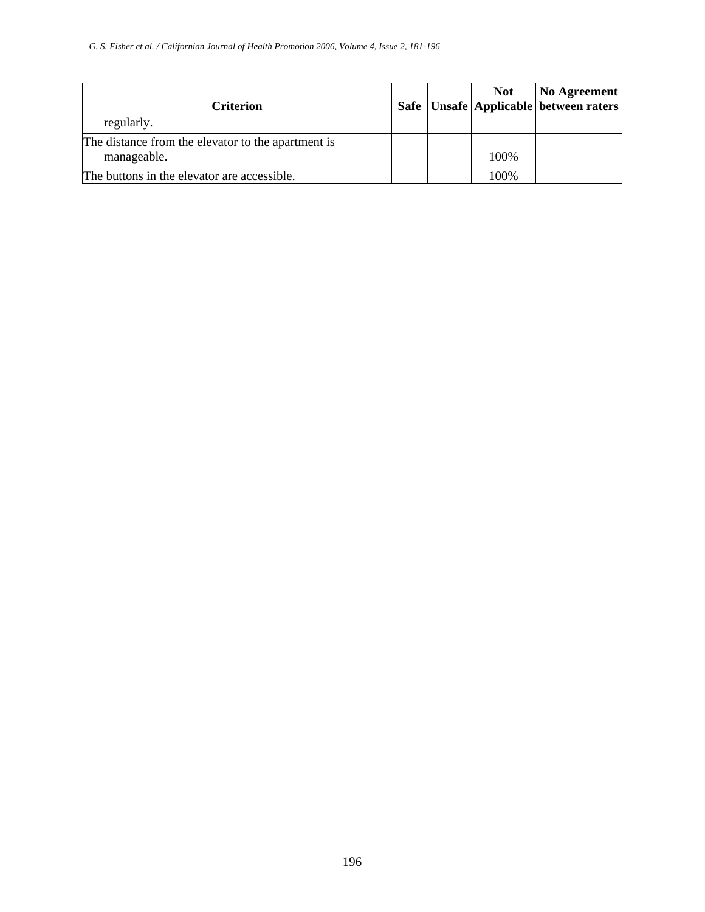| Criterion | Safe | Unsafe | Not Applicable | No Agreement between raters |
| --- | --- | --- | --- | --- |
| regularly. | | | | |
| The distance from the elevator to the apartment is manageable. | | | 100% | |
| The buttons in the elevator are accessible. | | | 100% | |